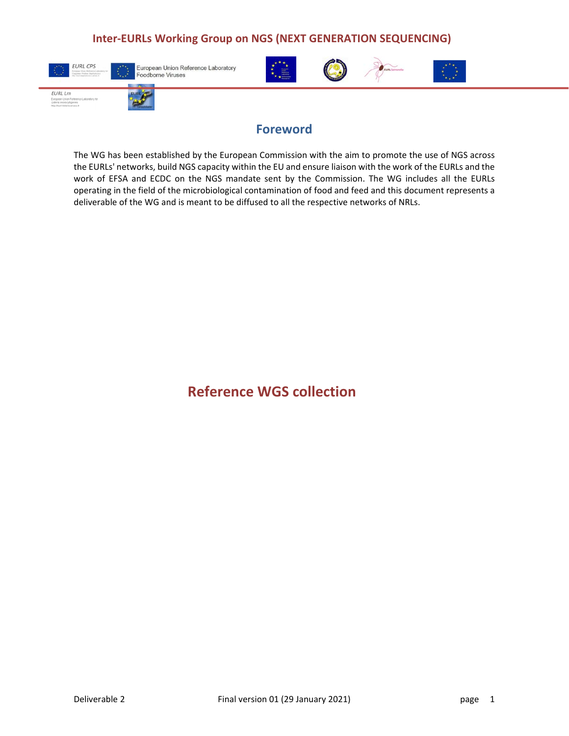# Inter-EURLs Working Group on NGS (NEXT GENERATION SEQUENCING)

## Foreword

The WG has been established by the European Commission with the aim to promote the use of NGS across the EURLs' networks, build NGS capacity within the EU and ensure liaison with the work of the EURLs and the work of EFSA and ECDC on the NGS mandate sent by the Commission. The WG includes all the EURLs operating in the field of the microbiological contamination of food and feed and this document represents a deliverable of the WG and is meant to be diffused to all the respective networks of NRLs.

# Reference WGS collection

Deliverable 2 Final version 01 (29 January 2021)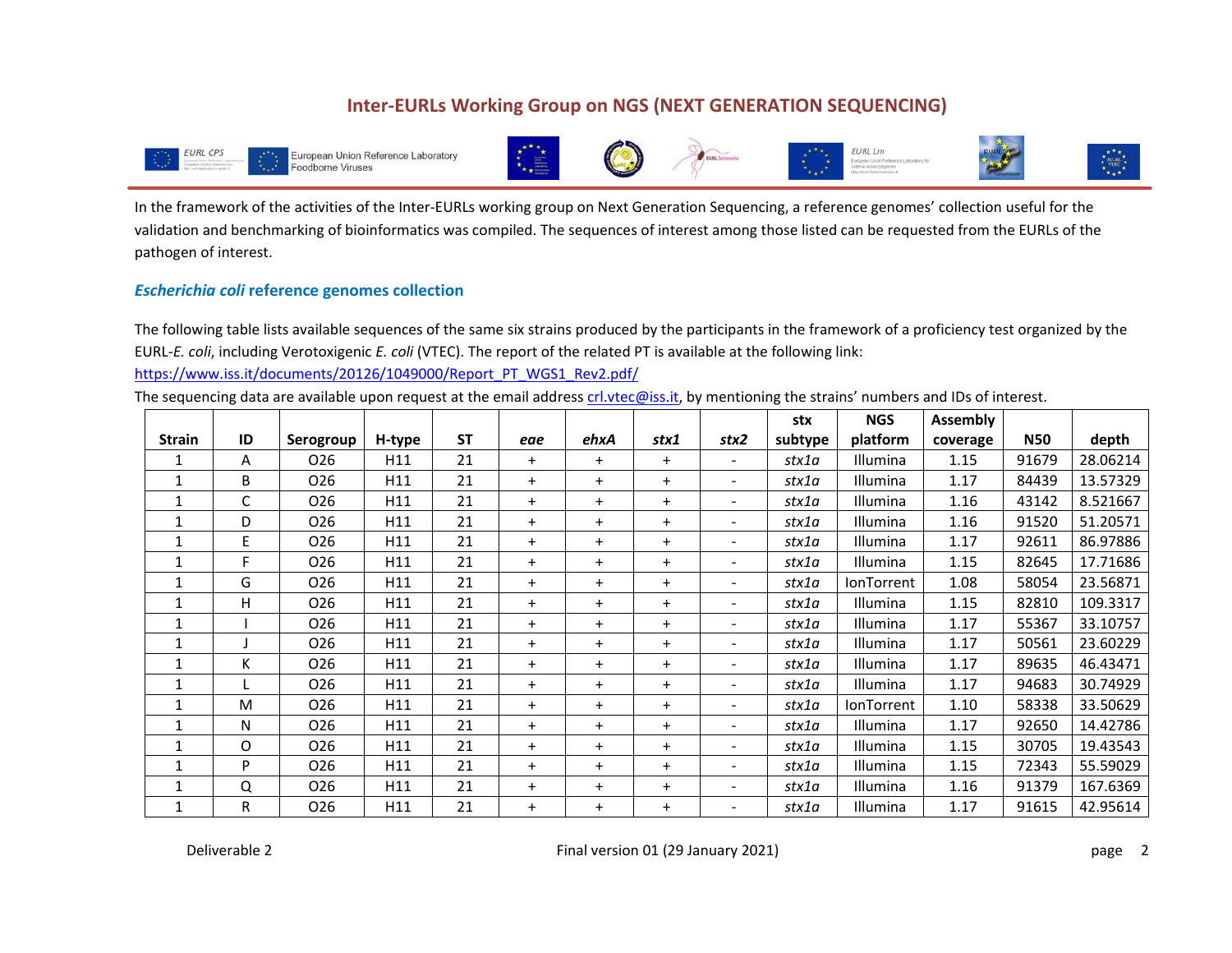## Inter-EURLs Working Group on NGS (NEXT GENERATION SEQUENCING)

In the framework of the activities of the Inter-EURLs working group on Next Generation Sequencing, a reference genomes' collection useful for the validation and benchmarking of bioinformatics was compiled. The sequences of interest among those listed can be requested from the EURLs of the pathogen of interest.

### *Escherichia coli* reference genomes collection

The following table lists available sequences of the same six strains produced by the participants in the framework of a proficiency test organized by the EURL-*E. coli*, including Verotoxigenic *E. coli* (VTEC). The report of the related PT is available at the following link: https://www.iss.it/documents/20126/1049000/Report_PT_WGS1_Rev2.pdf/

The sequencing data are available upon request at the email address crl.vtec@iss.it, by mentioning the strains' numbers and IDs of interest.

| Strain | ID | Serogroup | H-type | ST | *eae* | *ehxA* | *stx1* | *stx2* | stx subtype | NGS platform | Assembly coverage | N50 | depth |
|---|---|---|---|---|---|---|---|---|---|---|---|---|---|
| 1 | A | O26 | H11 | 21 | + | + | + | - | *stx1a* | Illumina | 1.15 | 91679 | 28.06214 |
| 1 | B | O26 | H11 | 21 | + | + | + | - | *stx1a* | Illumina | 1.17 | 84439 | 13.57329 |
| 1 | C | O26 | H11 | 21 | + | + | + | - | *stx1a* | Illumina | 1.16 | 43142 | 8.521667 |
| 1 | D | O26 | H11 | 21 | + | + | + | - | *stx1a* | Illumina | 1.16 | 91520 | 51.20571 |
| 1 | E | O26 | H11 | 21 | + | + | + | - | *stx1a* | Illumina | 1.17 | 92611 | 86.97886 |
| 1 | F | O26 | H11 | 21 | + | + | + | - | *stx1a* | Illumina | 1.15 | 82645 | 17.71686 |
| 1 | G | O26 | H11 | 21 | + | + | + | - | *stx1a* | IonTorrent | 1.08 | 58054 | 23.56871 |
| 1 | H | O26 | H11 | 21 | + | + | + | - | *stx1a* | Illumina | 1.15 | 82810 | 109.3317 |
| 1 | I | O26 | H11 | 21 | + | + | + | - | *stx1a* | Illumina | 1.17 | 55367 | 33.10757 |
| 1 | J | O26 | H11 | 21 | + | + | + | - | *stx1a* | Illumina | 1.17 | 50561 | 23.60229 |
| 1 | K | O26 | H11 | 21 | + | + | + | - | *stx1a* | Illumina | 1.17 | 89635 | 46.43471 |
| 1 | L | O26 | H11 | 21 | + | + | + | - | *stx1a* | Illumina | 1.17 | 94683 | 30.74929 |
| 1 | M | O26 | H11 | 21 | + | + | + | - | *stx1a* | IonTorrent | 1.10 | 58338 | 33.50629 |
| 1 | N | O26 | H11 | 21 | + | + | + | - | *stx1a* | Illumina | 1.17 | 92650 | 14.42786 |
| 1 | O | O26 | H11 | 21 | + | + | + | - | *stx1a* | Illumina | 1.15 | 30705 | 19.43543 |
| 1 | P | O26 | H11 | 21 | + | + | + | - | *stx1a* | Illumina | 1.15 | 72343 | 55.59029 |
| 1 | Q | O26 | H11 | 21 | + | + | + | - | *stx1a* | Illumina | 1.16 | 91379 | 167.6369 |
| 1 | R | O26 | H11 | 21 | + | + | + | - | *stx1a* | Illumina | 1.17 | 91615 | 42.95614 |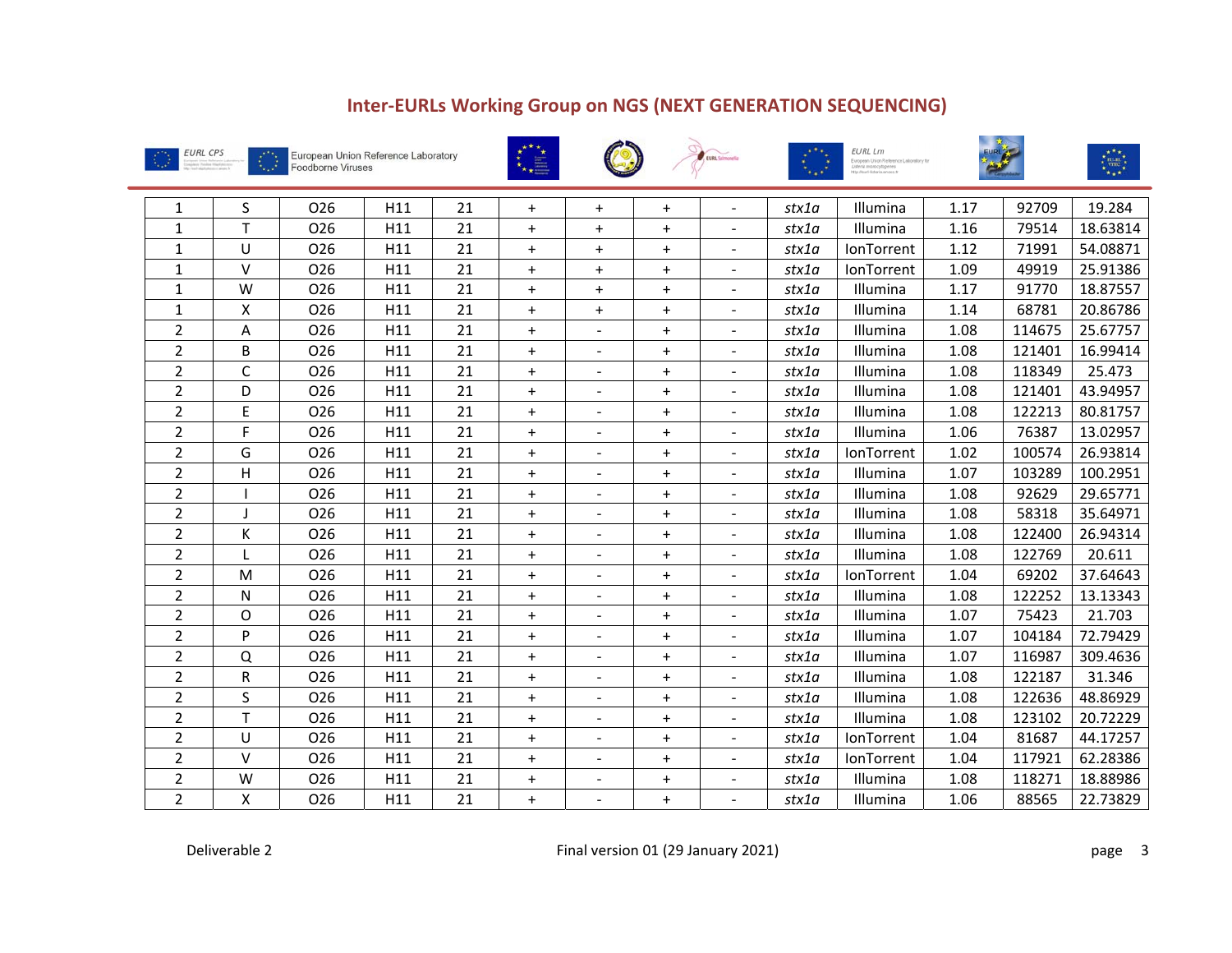## Inter-EURLs Working Group on NGS (NEXT GENERATION SEQUENCING)

| | | | | | | | | | | | | | |
|---|---|---|---|---|---|---|---|---|---|---|---|---|---|
| 1 | S | O26 | H11 | 21 | + | + | + | - | *stx1a* | Illumina | 1.17 | 92709 | 19.284 |
| 1 | T | O26 | H11 | 21 | + | + | + | - | *stx1a* | Illumina | 1.16 | 79514 | 18.63814 |
| 1 | U | O26 | H11 | 21 | + | + | + | - | *stx1a* | IonTorrent | 1.12 | 71991 | 54.08871 |
| 1 | V | O26 | H11 | 21 | + | + | + | - | *stx1a* | IonTorrent | 1.09 | 49919 | 25.91386 |
| 1 | W | O26 | H11 | 21 | + | + | + | - | *stx1a* | Illumina | 1.17 | 91770 | 18.87557 |
| 1 | X | O26 | H11 | 21 | + | + | + | - | *stx1a* | Illumina | 1.14 | 68781 | 20.86786 |
| 2 | A | O26 | H11 | 21 | + | - | + | - | *stx1a* | Illumina | 1.08 | 114675 | 25.67757 |
| 2 | B | O26 | H11 | 21 | + | - | + | - | *stx1a* | Illumina | 1.08 | 121401 | 16.99414 |
| 2 | C | O26 | H11 | 21 | + | - | + | - | *stx1a* | Illumina | 1.08 | 118349 | 25.473 |
| 2 | D | O26 | H11 | 21 | + | - | + | - | *stx1a* | Illumina | 1.08 | 121401 | 43.94957 |
| 2 | E | O26 | H11 | 21 | + | - | + | - | *stx1a* | Illumina | 1.08 | 122213 | 80.81757 |
| 2 | F | O26 | H11 | 21 | + | - | + | - | *stx1a* | Illumina | 1.06 | 76387 | 13.02957 |
| 2 | G | O26 | H11 | 21 | + | - | + | - | *stx1a* | IonTorrent | 1.02 | 100574 | 26.93814 |
| 2 | H | O26 | H11 | 21 | + | - | + | - | *stx1a* | Illumina | 1.07 | 103289 | 100.2951 |
| 2 | I | O26 | H11 | 21 | + | - | + | - | *stx1a* | Illumina | 1.08 | 92629 | 29.65771 |
| 2 | J | O26 | H11 | 21 | + | - | + | - | *stx1a* | Illumina | 1.08 | 58318 | 35.64971 |
| 2 | K | O26 | H11 | 21 | + | - | + | - | *stx1a* | Illumina | 1.08 | 122400 | 26.94314 |
| 2 | L | O26 | H11 | 21 | + | - | + | - | *stx1a* | Illumina | 1.08 | 122769 | 20.611 |
| 2 | M | O26 | H11 | 21 | + | - | + | - | *stx1a* | IonTorrent | 1.04 | 69202 | 37.64643 |
| 2 | N | O26 | H11 | 21 | + | - | + | - | *stx1a* | Illumina | 1.08 | 122252 | 13.13343 |
| 2 | O | O26 | H11 | 21 | + | - | + | - | *stx1a* | Illumina | 1.07 | 75423 | 21.703 |
| 2 | P | O26 | H11 | 21 | + | - | + | - | *stx1a* | Illumina | 1.07 | 104184 | 72.79429 |
| 2 | Q | O26 | H11 | 21 | + | - | + | - | *stx1a* | Illumina | 1.07 | 116987 | 309.4636 |
| 2 | R | O26 | H11 | 21 | + | - | + | - | *stx1a* | Illumina | 1.08 | 122187 | 31.346 |
| 2 | S | O26 | H11 | 21 | + | - | + | - | *stx1a* | Illumina | 1.08 | 122636 | 48.86929 |
| 2 | T | O26 | H11 | 21 | + | - | + | - | *stx1a* | Illumina | 1.08 | 123102 | 20.72229 |
| 2 | U | O26 | H11 | 21 | + | - | + | - | *stx1a* | IonTorrent | 1.04 | 81687 | 44.17257 |
| 2 | V | O26 | H11 | 21 | + | - | + | - | *stx1a* | IonTorrent | 1.04 | 117921 | 62.28386 |
| 2 | W | O26 | H11 | 21 | + | - | + | - | *stx1a* | Illumina | 1.08 | 118271 | 18.88986 |
| 2 | X | O26 | H11 | 21 | + | - | + | - | *stx1a* | Illumina | 1.06 | 88565 | 22.73829 |

Deliverable 2 — Final version 01 (29 January 2021)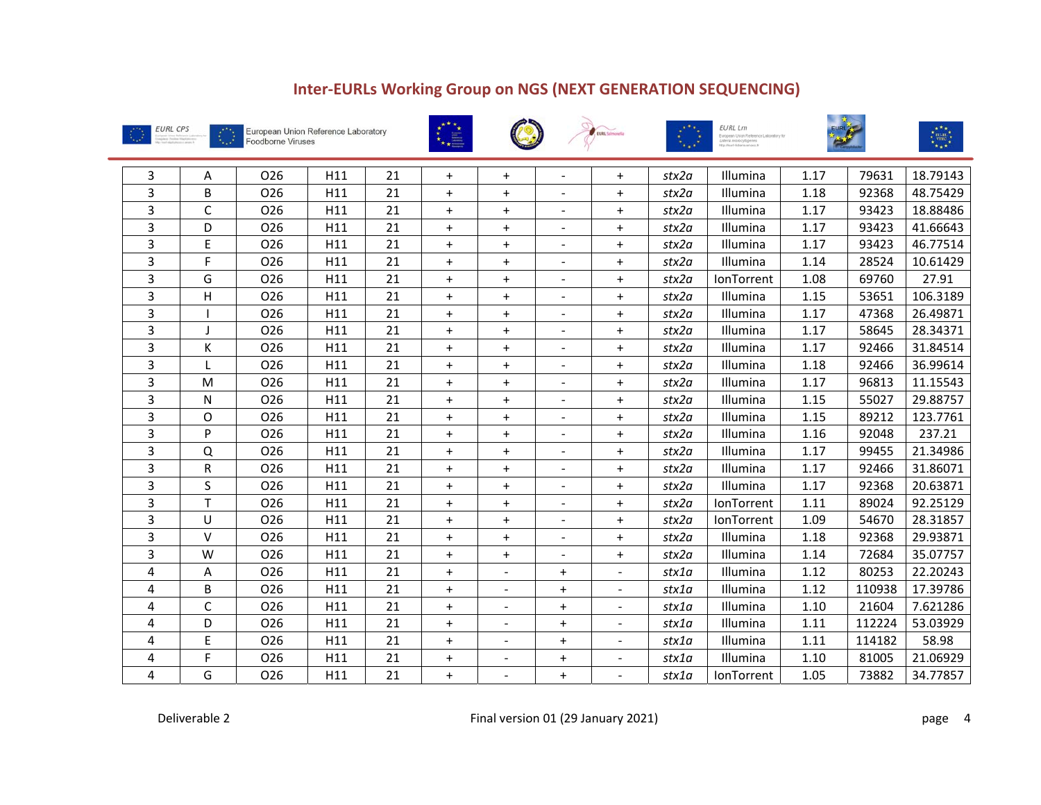| | | | | | | | | | | | | | |
|---|---|---|---|---|---|---|---|---|---|---|---|---|---|
| 3 | A | O26 | H11 | 21 | + | + | - | + | *stx2a* | Illumina | 1.17 | 79631 | 18.79143 |
| 3 | B | O26 | H11 | 21 | + | + | - | + | *stx2a* | Illumina | 1.18 | 92368 | 48.75429 |
| 3 | C | O26 | H11 | 21 | + | + | - | + | *stx2a* | Illumina | 1.17 | 93423 | 18.88486 |
| 3 | D | O26 | H11 | 21 | + | + | - | + | *stx2a* | Illumina | 1.17 | 93423 | 41.66643 |
| 3 | E | O26 | H11 | 21 | + | + | - | + | *stx2a* | Illumina | 1.17 | 93423 | 46.77514 |
| 3 | F | O26 | H11 | 21 | + | + | - | + | *stx2a* | Illumina | 1.14 | 28524 | 10.61429 |
| 3 | G | O26 | H11 | 21 | + | + | - | + | *stx2a* | IonTorrent | 1.08 | 69760 | 27.91 |
| 3 | H | O26 | H11 | 21 | + | + | - | + | *stx2a* | Illumina | 1.15 | 53651 | 106.3189 |
| 3 | I | O26 | H11 | 21 | + | + | - | + | *stx2a* | Illumina | 1.17 | 47368 | 26.49871 |
| 3 | J | O26 | H11 | 21 | + | + | - | + | *stx2a* | Illumina | 1.17 | 58645 | 28.34371 |
| 3 | K | O26 | H11 | 21 | + | + | - | + | *stx2a* | Illumina | 1.17 | 92466 | 31.84514 |
| 3 | L | O26 | H11 | 21 | + | + | - | + | *stx2a* | Illumina | 1.18 | 92466 | 36.99614 |
| 3 | M | O26 | H11 | 21 | + | + | - | + | *stx2a* | Illumina | 1.17 | 96813 | 11.15543 |
| 3 | N | O26 | H11 | 21 | + | + | - | + | *stx2a* | Illumina | 1.15 | 55027 | 29.88757 |
| 3 | O | O26 | H11 | 21 | + | + | - | + | *stx2a* | Illumina | 1.15 | 89212 | 123.7761 |
| 3 | P | O26 | H11 | 21 | + | + | - | + | *stx2a* | Illumina | 1.16 | 92048 | 237.21 |
| 3 | Q | O26 | H11 | 21 | + | + | - | + | *stx2a* | Illumina | 1.17 | 99455 | 21.34986 |
| 3 | R | O26 | H11 | 21 | + | + | - | + | *stx2a* | Illumina | 1.17 | 92466 | 31.86071 |
| 3 | S | O26 | H11 | 21 | + | + | - | + | *stx2a* | Illumina | 1.17 | 92368 | 20.63871 |
| 3 | T | O26 | H11 | 21 | + | + | - | + | *stx2a* | IonTorrent | 1.11 | 89024 | 92.25129 |
| 3 | U | O26 | H11 | 21 | + | + | - | + | *stx2a* | IonTorrent | 1.09 | 54670 | 28.31857 |
| 3 | V | O26 | H11 | 21 | + | + | - | + | *stx2a* | Illumina | 1.18 | 92368 | 29.93871 |
| 3 | W | O26 | H11 | 21 | + | + | - | + | *stx2a* | Illumina | 1.14 | 72684 | 35.07757 |
| 4 | A | O26 | H11 | 21 | + | - | + | - | *stx1a* | Illumina | 1.12 | 80253 | 22.20243 |
| 4 | B | O26 | H11 | 21 | + | - | + | - | *stx1a* | Illumina | 1.12 | 110938 | 17.39786 |
| 4 | C | O26 | H11 | 21 | + | - | + | - | *stx1a* | Illumina | 1.10 | 21604 | 7.621286 |
| 4 | D | O26 | H11 | 21 | + | - | + | - | *stx1a* | Illumina | 1.11 | 112224 | 53.03929 |
| 4 | E | O26 | H11 | 21 | + | - | + | - | *stx1a* | Illumina | 1.11 | 114182 | 58.98 |
| 4 | F | O26 | H11 | 21 | + | - | + | - | *stx1a* | Illumina | 1.10 | 81005 | 21.06929 |
| 4 | G | O26 | H11 | 21 | + | - | + | - | *stx1a* | IonTorrent | 1.05 | 73882 | 34.77857 |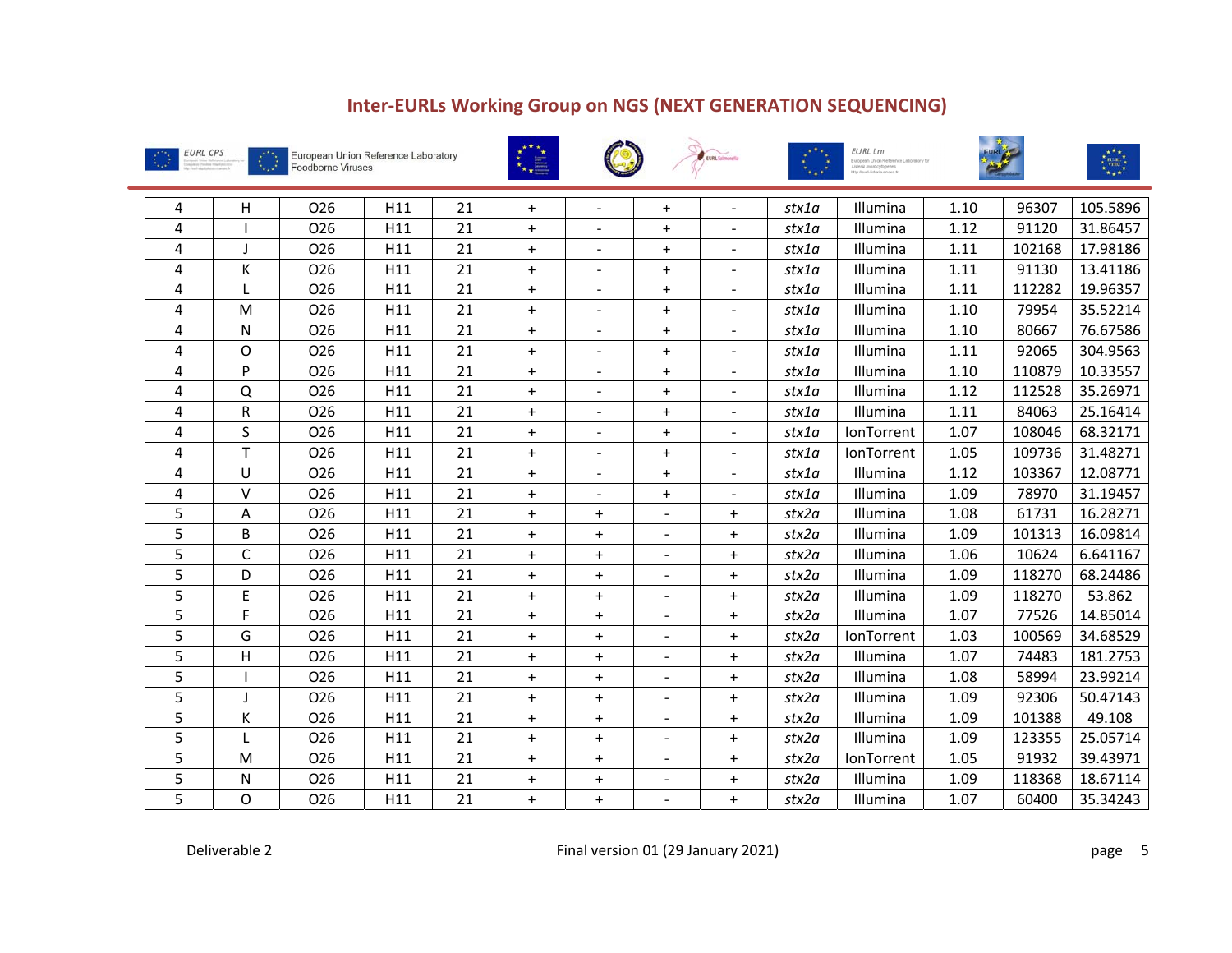| 4 | H | O26 | H11 | 21 | + | - | + | - | *stx1a* | Illumina | 1.10 | 96307 | 105.5896 |
|---|---|---|---|---|---|---|---|---|---|---|---|---|---|
| 4 | I | O26 | H11 | 21 | + | - | + | - | *stx1a* | Illumina | 1.12 | 91120 | 31.86457 |
| 4 | J | O26 | H11 | 21 | + | - | + | - | *stx1a* | Illumina | 1.11 | 102168 | 17.98186 |
| 4 | K | O26 | H11 | 21 | + | - | + | - | *stx1a* | Illumina | 1.11 | 91130 | 13.41186 |
| 4 | L | O26 | H11 | 21 | + | - | + | - | *stx1a* | Illumina | 1.11 | 112282 | 19.96357 |
| 4 | M | O26 | H11 | 21 | + | - | + | - | *stx1a* | Illumina | 1.10 | 79954 | 35.52214 |
| 4 | N | O26 | H11 | 21 | + | - | + | - | *stx1a* | Illumina | 1.10 | 80667 | 76.67586 |
| 4 | O | O26 | H11 | 21 | + | - | + | - | *stx1a* | Illumina | 1.11 | 92065 | 304.9563 |
| 4 | P | O26 | H11 | 21 | + | - | + | - | *stx1a* | Illumina | 1.10 | 110879 | 10.33557 |
| 4 | Q | O26 | H11 | 21 | + | - | + | - | *stx1a* | Illumina | 1.12 | 112528 | 35.26971 |
| 4 | R | O26 | H11 | 21 | + | - | + | - | *stx1a* | Illumina | 1.11 | 84063 | 25.16414 |
| 4 | S | O26 | H11 | 21 | + | - | + | - | *stx1a* | IonTorrent | 1.07 | 108046 | 68.32171 |
| 4 | T | O26 | H11 | 21 | + | - | + | - | *stx1a* | IonTorrent | 1.05 | 109736 | 31.48271 |
| 4 | U | O26 | H11 | 21 | + | - | + | - | *stx1a* | Illumina | 1.12 | 103367 | 12.08771 |
| 4 | V | O26 | H11 | 21 | + | - | + | - | *stx1a* | Illumina | 1.09 | 78970 | 31.19457 |
| 5 | A | O26 | H11 | 21 | + | + | - | + | *stx2a* | Illumina | 1.08 | 61731 | 16.28271 |
| 5 | B | O26 | H11 | 21 | + | + | - | + | *stx2a* | Illumina | 1.09 | 101313 | 16.09814 |
| 5 | C | O26 | H11 | 21 | + | + | - | + | *stx2a* | Illumina | 1.06 | 10624 | 6.641167 |
| 5 | D | O26 | H11 | 21 | + | + | - | + | *stx2a* | Illumina | 1.09 | 118270 | 68.24486 |
| 5 | E | O26 | H11 | 21 | + | + | - | + | *stx2a* | Illumina | 1.09 | 118270 | 53.862 |
| 5 | F | O26 | H11 | 21 | + | + | - | + | *stx2a* | Illumina | 1.07 | 77526 | 14.85014 |
| 5 | G | O26 | H11 | 21 | + | + | - | + | *stx2a* | IonTorrent | 1.03 | 100569 | 34.68529 |
| 5 | H | O26 | H11 | 21 | + | + | - | + | *stx2a* | Illumina | 1.07 | 74483 | 181.2753 |
| 5 | I | O26 | H11 | 21 | + | + | - | + | *stx2a* | Illumina | 1.08 | 58994 | 23.99214 |
| 5 | J | O26 | H11 | 21 | + | + | - | + | *stx2a* | Illumina | 1.09 | 92306 | 50.47143 |
| 5 | K | O26 | H11 | 21 | + | + | - | + | *stx2a* | Illumina | 1.09 | 101388 | 49.108 |
| 5 | L | O26 | H11 | 21 | + | + | - | + | *stx2a* | Illumina | 1.09 | 123355 | 25.05714 |
| 5 | M | O26 | H11 | 21 | + | + | - | + | *stx2a* | IonTorrent | 1.05 | 91932 | 39.43971 |
| 5 | N | O26 | H11 | 21 | + | + | - | + | *stx2a* | Illumina | 1.09 | 118368 | 18.67114 |
| 5 | O | O26 | H11 | 21 | + | + | - | + | *stx2a* | Illumina | 1.07 | 60400 | 35.34243 |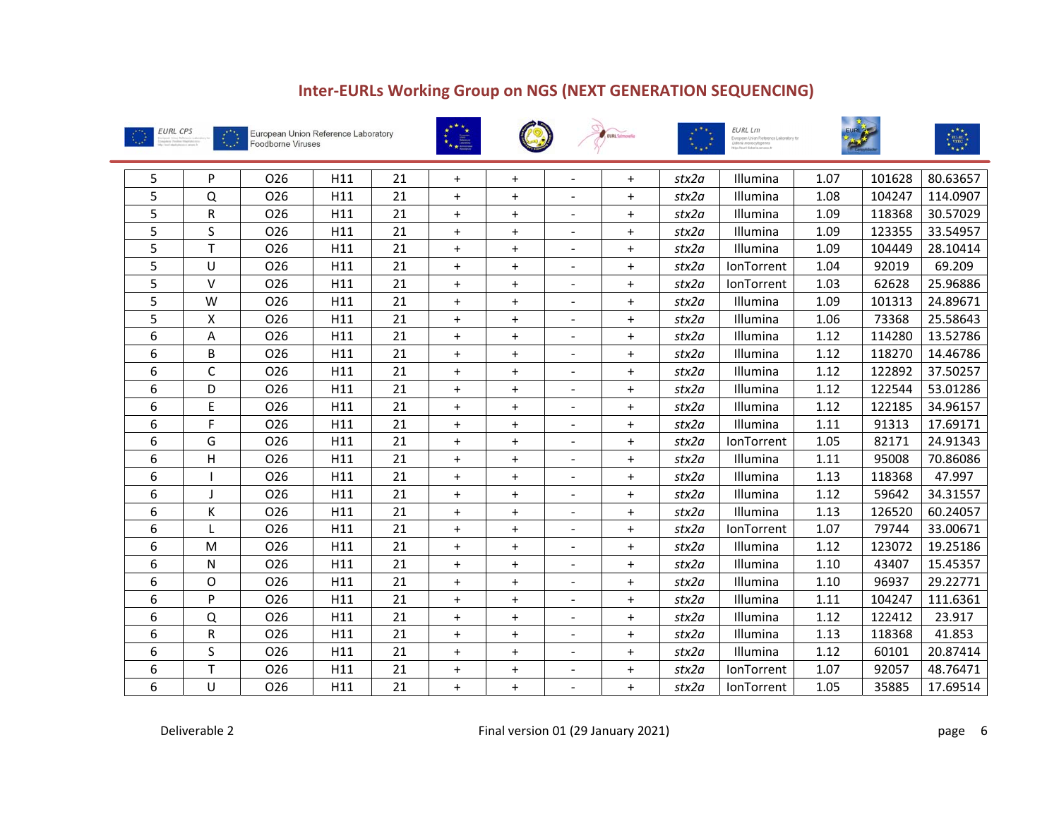| | | | | | | | | | | | | | |
|---|---|---|---|---|---|---|---|---|---|---|---|---|---|
| 5 | P | O26 | H11 | 21 | + | + | - | + | *stx2a* | Illumina | 1.07 | 101628 | 80.63657 |
| 5 | Q | O26 | H11 | 21 | + | + | - | + | *stx2a* | Illumina | 1.08 | 104247 | 114.0907 |
| 5 | R | O26 | H11 | 21 | + | + | - | + | *stx2a* | Illumina | 1.09 | 118368 | 30.57029 |
| 5 | S | O26 | H11 | 21 | + | + | - | + | *stx2a* | Illumina | 1.09 | 123355 | 33.54957 |
| 5 | T | O26 | H11 | 21 | + | + | - | + | *stx2a* | Illumina | 1.09 | 104449 | 28.10414 |
| 5 | U | O26 | H11 | 21 | + | + | - | + | *stx2a* | IonTorrent | 1.04 | 92019 | 69.209 |
| 5 | V | O26 | H11 | 21 | + | + | - | + | *stx2a* | IonTorrent | 1.03 | 62628 | 25.96886 |
| 5 | W | O26 | H11 | 21 | + | + | - | + | *stx2a* | Illumina | 1.09 | 101313 | 24.89671 |
| 5 | X | O26 | H11 | 21 | + | + | - | + | *stx2a* | Illumina | 1.06 | 73368 | 25.58643 |
| 6 | A | O26 | H11 | 21 | + | + | - | + | *stx2a* | Illumina | 1.12 | 114280 | 13.52786 |
| 6 | B | O26 | H11 | 21 | + | + | - | + | *stx2a* | Illumina | 1.12 | 118270 | 14.46786 |
| 6 | C | O26 | H11 | 21 | + | + | - | + | *stx2a* | Illumina | 1.12 | 122892 | 37.50257 |
| 6 | D | O26 | H11 | 21 | + | + | - | + | *stx2a* | Illumina | 1.12 | 122544 | 53.01286 |
| 6 | E | O26 | H11 | 21 | + | + | - | + | *stx2a* | Illumina | 1.12 | 122185 | 34.96157 |
| 6 | F | O26 | H11 | 21 | + | + | - | + | *stx2a* | Illumina | 1.11 | 91313 | 17.69171 |
| 6 | G | O26 | H11 | 21 | + | + | - | + | *stx2a* | IonTorrent | 1.05 | 82171 | 24.91343 |
| 6 | H | O26 | H11 | 21 | + | + | - | + | *stx2a* | Illumina | 1.11 | 95008 | 70.86086 |
| 6 | I | O26 | H11 | 21 | + | + | - | + | *stx2a* | Illumina | 1.13 | 118368 | 47.997 |
| 6 | J | O26 | H11 | 21 | + | + | - | + | *stx2a* | Illumina | 1.12 | 59642 | 34.31557 |
| 6 | K | O26 | H11 | 21 | + | + | - | + | *stx2a* | Illumina | 1.13 | 126520 | 60.24057 |
| 6 | L | O26 | H11 | 21 | + | + | - | + | *stx2a* | IonTorrent | 1.07 | 79744 | 33.00671 |
| 6 | M | O26 | H11 | 21 | + | + | - | + | *stx2a* | Illumina | 1.12 | 123072 | 19.25186 |
| 6 | N | O26 | H11 | 21 | + | + | - | + | *stx2a* | Illumina | 1.10 | 43407 | 15.45357 |
| 6 | O | O26 | H11 | 21 | + | + | - | + | *stx2a* | Illumina | 1.10 | 96937 | 29.22771 |
| 6 | P | O26 | H11 | 21 | + | + | - | + | *stx2a* | Illumina | 1.11 | 104247 | 111.6361 |
| 6 | Q | O26 | H11 | 21 | + | + | - | + | *stx2a* | Illumina | 1.12 | 122412 | 23.917 |
| 6 | R | O26 | H11 | 21 | + | + | - | + | *stx2a* | Illumina | 1.13 | 118368 | 41.853 |
| 6 | S | O26 | H11 | 21 | + | + | - | + | *stx2a* | Illumina | 1.12 | 60101 | 20.87414 |
| 6 | T | O26 | H11 | 21 | + | + | - | + | *stx2a* | IonTorrent | 1.07 | 92057 | 48.76471 |
| 6 | U | O26 | H11 | 21 | + | + | - | + | *stx2a* | IonTorrent | 1.05 | 35885 | 17.69514 |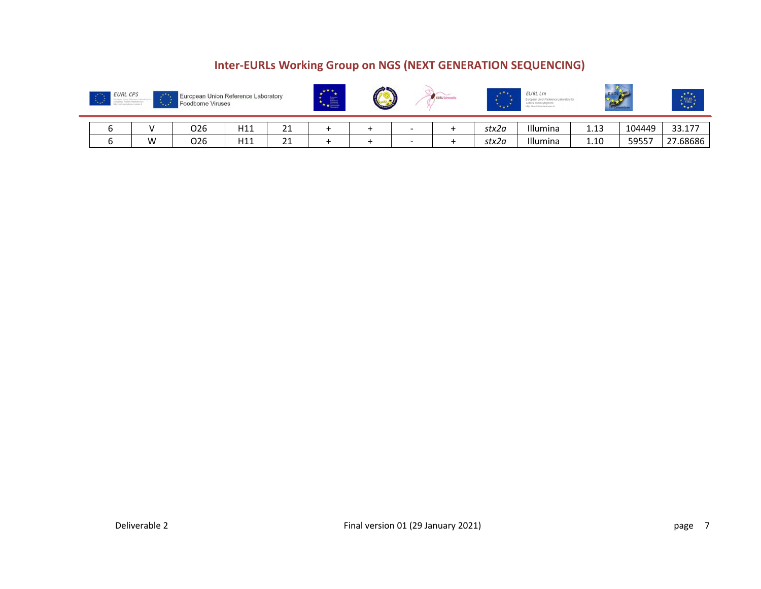| 6 | V | O26 | H11 | 21 | + | + | - | + | *stx2a* | Illumina | 1.13 | 104449 | 33.177 |
|---|---|---|---|---|---|---|---|---|---|---|---|---|---|
| 6 | W | O26 | H11 | 21 | + | + | - | + | *stx2a* | Illumina | 1.10 | 59557 | 27.68686 |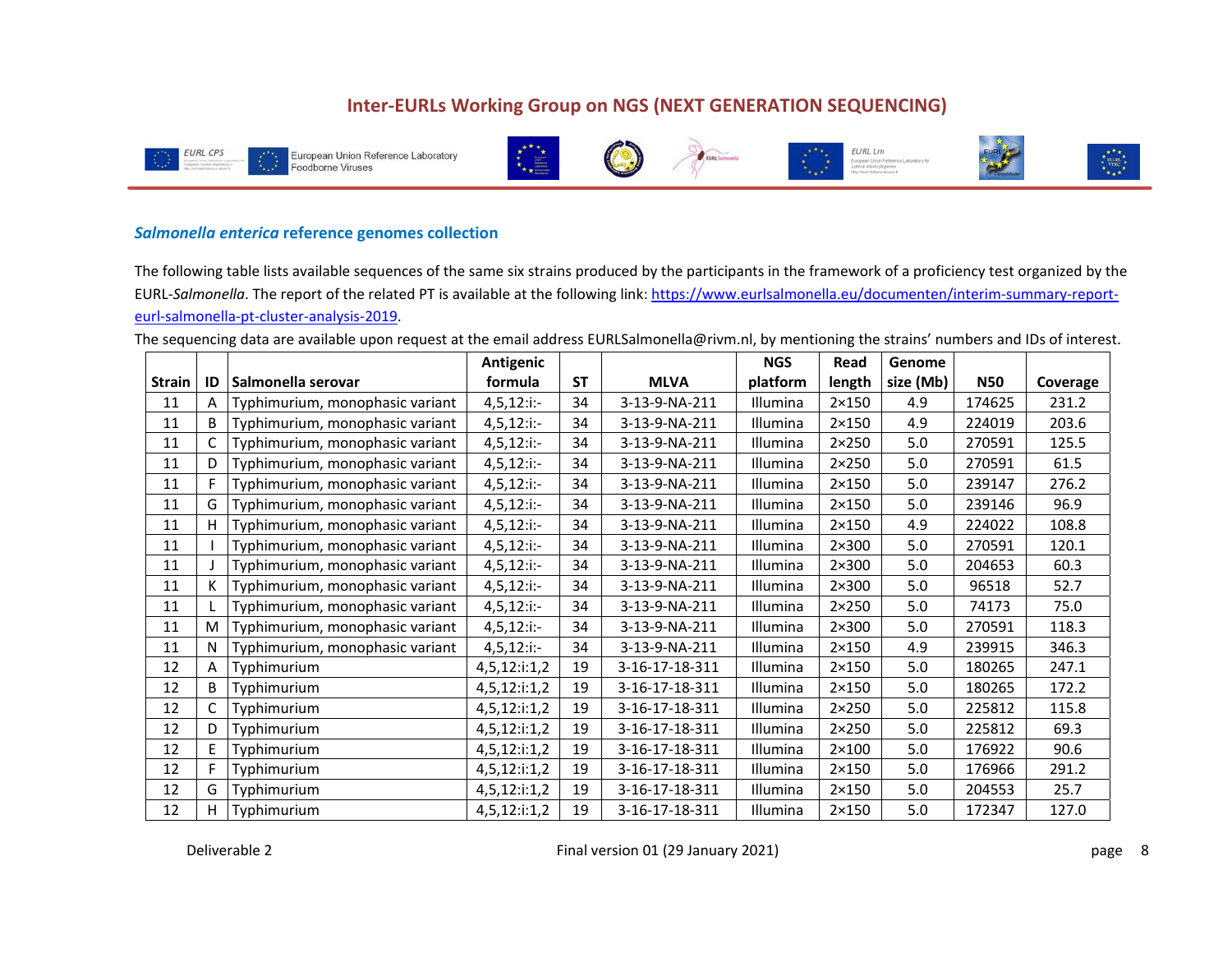## *Salmonella enterica* reference genomes collection

The following table lists available sequences of the same six strains produced by the participants in the framework of a proficiency test organized by the EURL-*Salmonella*. The report of the related PT is available at the following link: [https://www.eurlsalmonella.eu/documenten/interim-summary-report-eurl-salmonella-pt-cluster-analysis-2019](https://www.eurlsalmonella.eu/documenten/interim-summary-report-eurl-salmonella-pt-cluster-analysis-2019).

The sequencing data are available upon request at the email address EURLSalmonella@rivm.nl, by mentioning the strains' numbers and IDs of interest.

| Strain | ID | Salmonella serovar | Antigenic formula | ST | MLVA | NGS platform | Read length | Genome size (Mb) | N50 | Coverage |
|---|---|---|---|---|---|---|---|---|---|---|
| 11 | A | Typhimurium, monophasic variant | 4,5,12:i:- | 34 | 3-13-9-NA-211 | Illumina | 2×150 | 4.9 | 174625 | 231.2 |
| 11 | B | Typhimurium, monophasic variant | 4,5,12:i:- | 34 | 3-13-9-NA-211 | Illumina | 2×150 | 4.9 | 224019 | 203.6 |
| 11 | C | Typhimurium, monophasic variant | 4,5,12:i:- | 34 | 3-13-9-NA-211 | Illumina | 2×250 | 5.0 | 270591 | 125.5 |
| 11 | D | Typhimurium, monophasic variant | 4,5,12:i:- | 34 | 3-13-9-NA-211 | Illumina | 2×250 | 5.0 | 270591 | 61.5 |
| 11 | F | Typhimurium, monophasic variant | 4,5,12:i:- | 34 | 3-13-9-NA-211 | Illumina | 2×150 | 5.0 | 239147 | 276.2 |
| 11 | G | Typhimurium, monophasic variant | 4,5,12:i:- | 34 | 3-13-9-NA-211 | Illumina | 2×150 | 5.0 | 239146 | 96.9 |
| 11 | H | Typhimurium, monophasic variant | 4,5,12:i:- | 34 | 3-13-9-NA-211 | Illumina | 2×150 | 4.9 | 224022 | 108.8 |
| 11 | I | Typhimurium, monophasic variant | 4,5,12:i:- | 34 | 3-13-9-NA-211 | Illumina | 2×300 | 5.0 | 270591 | 120.1 |
| 11 | J | Typhimurium, monophasic variant | 4,5,12:i:- | 34 | 3-13-9-NA-211 | Illumina | 2×300 | 5.0 | 204653 | 60.3 |
| 11 | K | Typhimurium, monophasic variant | 4,5,12:i:- | 34 | 3-13-9-NA-211 | Illumina | 2×300 | 5.0 | 96518 | 52.7 |
| 11 | L | Typhimurium, monophasic variant | 4,5,12:i:- | 34 | 3-13-9-NA-211 | Illumina | 2×250 | 5.0 | 74173 | 75.0 |
| 11 | M | Typhimurium, monophasic variant | 4,5,12:i:- | 34 | 3-13-9-NA-211 | Illumina | 2×300 | 5.0 | 270591 | 118.3 |
| 11 | N | Typhimurium, monophasic variant | 4,5,12:i:- | 34 | 3-13-9-NA-211 | Illumina | 2×150 | 4.9 | 239915 | 346.3 |
| 12 | A | Typhimurium | 4,5,12:i:1,2 | 19 | 3-16-17-18-311 | Illumina | 2×150 | 5.0 | 180265 | 247.1 |
| 12 | B | Typhimurium | 4,5,12:i:1,2 | 19 | 3-16-17-18-311 | Illumina | 2×150 | 5.0 | 180265 | 172.2 |
| 12 | C | Typhimurium | 4,5,12:i:1,2 | 19 | 3-16-17-18-311 | Illumina | 2×250 | 5.0 | 225812 | 115.8 |
| 12 | D | Typhimurium | 4,5,12:i:1,2 | 19 | 3-16-17-18-311 | Illumina | 2×250 | 5.0 | 225812 | 69.3 |
| 12 | E | Typhimurium | 4,5,12:i:1,2 | 19 | 3-16-17-18-311 | Illumina | 2×100 | 5.0 | 176922 | 90.6 |
| 12 | F | Typhimurium | 4,5,12:i:1,2 | 19 | 3-16-17-18-311 | Illumina | 2×150 | 5.0 | 176966 | 291.2 |
| 12 | G | Typhimurium | 4,5,12:i:1,2 | 19 | 3-16-17-18-311 | Illumina | 2×150 | 5.0 | 204553 | 25.7 |
| 12 | H | Typhimurium | 4,5,12:i:1,2 | 19 | 3-16-17-18-311 | Illumina | 2×150 | 5.0 | 172347 | 127.0 |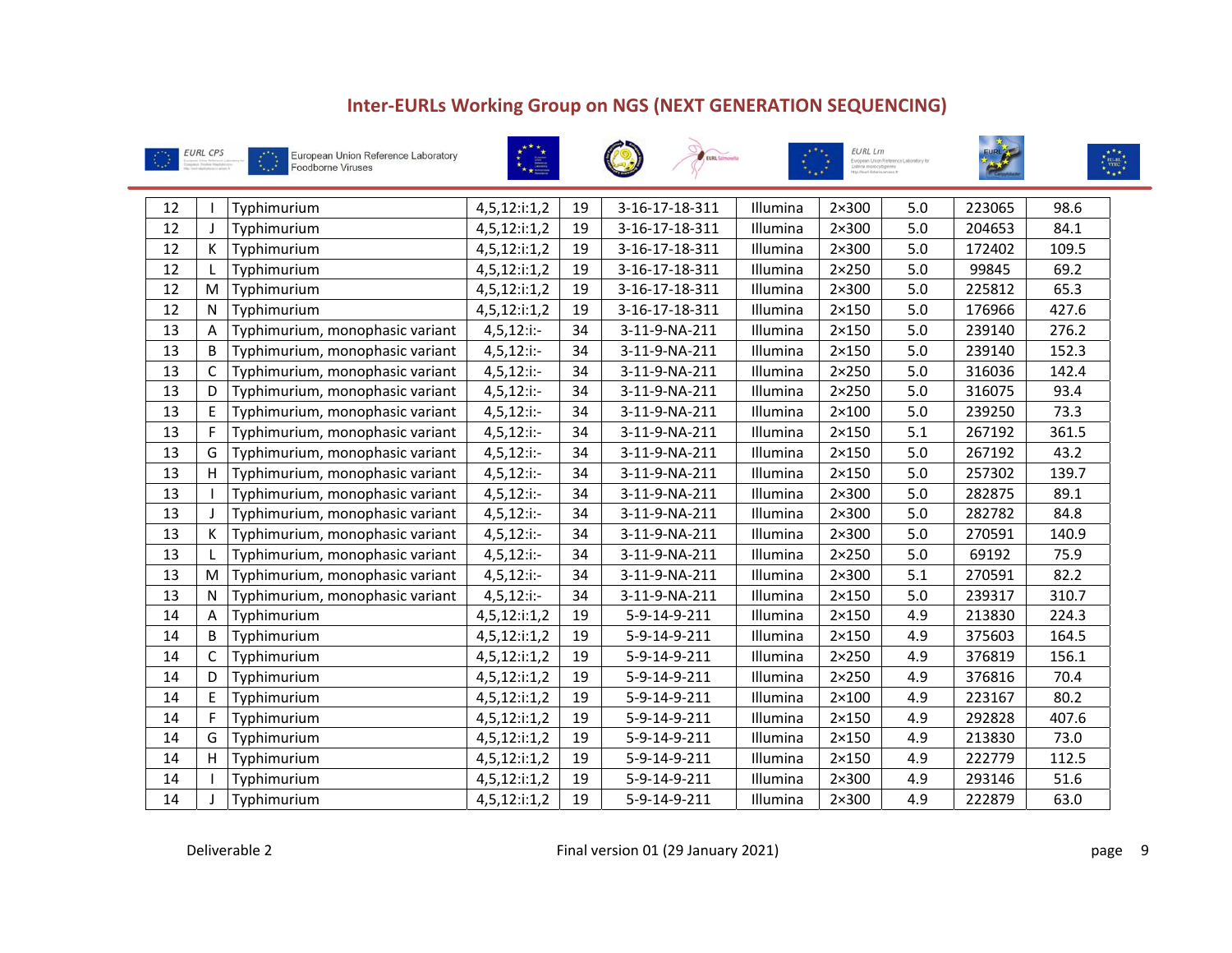| 12 | I | Typhimurium | 4,5,12:i:1,2 | 19 | 3-16-17-18-311 | Illumina | 2×300 | 5.0 | 223065 | 98.6 |
|---|---|---|---|---|---|---|---|---|---|---|
| 12 | J | Typhimurium | 4,5,12:i:1,2 | 19 | 3-16-17-18-311 | Illumina | 2×300 | 5.0 | 204653 | 84.1 |
| 12 | K | Typhimurium | 4,5,12:i:1,2 | 19 | 3-16-17-18-311 | Illumina | 2×300 | 5.0 | 172402 | 109.5 |
| 12 | L | Typhimurium | 4,5,12:i:1,2 | 19 | 3-16-17-18-311 | Illumina | 2×250 | 5.0 | 99845 | 69.2 |
| 12 | M | Typhimurium | 4,5,12:i:1,2 | 19 | 3-16-17-18-311 | Illumina | 2×300 | 5.0 | 225812 | 65.3 |
| 12 | N | Typhimurium | 4,5,12:i:1,2 | 19 | 3-16-17-18-311 | Illumina | 2×150 | 5.0 | 176966 | 427.6 |
| 13 | A | Typhimurium, monophasic variant | 4,5,12:i:- | 34 | 3-11-9-NA-211 | Illumina | 2×150 | 5.0 | 239140 | 276.2 |
| 13 | B | Typhimurium, monophasic variant | 4,5,12:i:- | 34 | 3-11-9-NA-211 | Illumina | 2×150 | 5.0 | 239140 | 152.3 |
| 13 | C | Typhimurium, monophasic variant | 4,5,12:i:- | 34 | 3-11-9-NA-211 | Illumina | 2×250 | 5.0 | 316036 | 142.4 |
| 13 | D | Typhimurium, monophasic variant | 4,5,12:i:- | 34 | 3-11-9-NA-211 | Illumina | 2×250 | 5.0 | 316075 | 93.4 |
| 13 | E | Typhimurium, monophasic variant | 4,5,12:i:- | 34 | 3-11-9-NA-211 | Illumina | 2×100 | 5.0 | 239250 | 73.3 |
| 13 | F | Typhimurium, monophasic variant | 4,5,12:i:- | 34 | 3-11-9-NA-211 | Illumina | 2×150 | 5.1 | 267192 | 361.5 |
| 13 | G | Typhimurium, monophasic variant | 4,5,12:i:- | 34 | 3-11-9-NA-211 | Illumina | 2×150 | 5.0 | 267192 | 43.2 |
| 13 | H | Typhimurium, monophasic variant | 4,5,12:i:- | 34 | 3-11-9-NA-211 | Illumina | 2×150 | 5.0 | 257302 | 139.7 |
| 13 | I | Typhimurium, monophasic variant | 4,5,12:i:- | 34 | 3-11-9-NA-211 | Illumina | 2×300 | 5.0 | 282875 | 89.1 |
| 13 | J | Typhimurium, monophasic variant | 4,5,12:i:- | 34 | 3-11-9-NA-211 | Illumina | 2×300 | 5.0 | 282782 | 84.8 |
| 13 | K | Typhimurium, monophasic variant | 4,5,12:i:- | 34 | 3-11-9-NA-211 | Illumina | 2×300 | 5.0 | 270591 | 140.9 |
| 13 | L | Typhimurium, monophasic variant | 4,5,12:i:- | 34 | 3-11-9-NA-211 | Illumina | 2×250 | 5.0 | 69192 | 75.9 |
| 13 | M | Typhimurium, monophasic variant | 4,5,12:i:- | 34 | 3-11-9-NA-211 | Illumina | 2×300 | 5.1 | 270591 | 82.2 |
| 13 | N | Typhimurium, monophasic variant | 4,5,12:i:- | 34 | 3-11-9-NA-211 | Illumina | 2×150 | 5.0 | 239317 | 310.7 |
| 14 | A | Typhimurium | 4,5,12:i:1,2 | 19 | 5-9-14-9-211 | Illumina | 2×150 | 4.9 | 213830 | 224.3 |
| 14 | B | Typhimurium | 4,5,12:i:1,2 | 19 | 5-9-14-9-211 | Illumina | 2×150 | 4.9 | 375603 | 164.5 |
| 14 | C | Typhimurium | 4,5,12:i:1,2 | 19 | 5-9-14-9-211 | Illumina | 2×250 | 4.9 | 376819 | 156.1 |
| 14 | D | Typhimurium | 4,5,12:i:1,2 | 19 | 5-9-14-9-211 | Illumina | 2×250 | 4.9 | 376816 | 70.4 |
| 14 | E | Typhimurium | 4,5,12:i:1,2 | 19 | 5-9-14-9-211 | Illumina | 2×100 | 4.9 | 223167 | 80.2 |
| 14 | F | Typhimurium | 4,5,12:i:1,2 | 19 | 5-9-14-9-211 | Illumina | 2×150 | 4.9 | 292828 | 407.6 |
| 14 | G | Typhimurium | 4,5,12:i:1,2 | 19 | 5-9-14-9-211 | Illumina | 2×150 | 4.9 | 213830 | 73.0 |
| 14 | H | Typhimurium | 4,5,12:i:1,2 | 19 | 5-9-14-9-211 | Illumina | 2×150 | 4.9 | 222779 | 112.5 |
| 14 | I | Typhimurium | 4,5,12:i:1,2 | 19 | 5-9-14-9-211 | Illumina | 2×300 | 4.9 | 293146 | 51.6 |
| 14 | J | Typhimurium | 4,5,12:i:1,2 | 19 | 5-9-14-9-211 | Illumina | 2×300 | 4.9 | 222879 | 63.0 |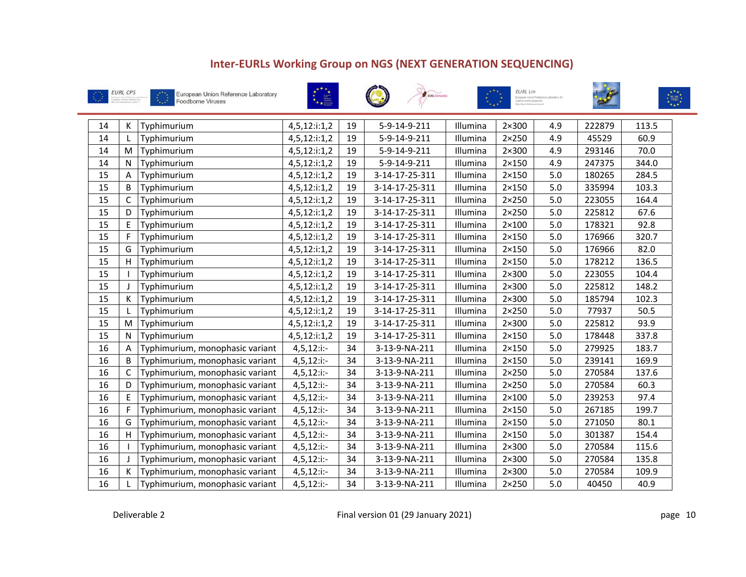| 14 | K | Typhimurium | 4,5,12:i:1,2 | 19 | 5-9-14-9-211 | Illumina | 2×300 | 4.9 | 222879 | 113.5 |
|---|---|---|---|---|---|---|---|---|---|---|
| 14 | L | Typhimurium | 4,5,12:i:1,2 | 19 | 5-9-14-9-211 | Illumina | 2×250 | 4.9 | 45529 | 60.9 |
| 14 | M | Typhimurium | 4,5,12:i:1,2 | 19 | 5-9-14-9-211 | Illumina | 2×300 | 4.9 | 293146 | 70.0 |
| 14 | N | Typhimurium | 4,5,12:i:1,2 | 19 | 5-9-14-9-211 | Illumina | 2×150 | 4.9 | 247375 | 344.0 |
| 15 | A | Typhimurium | 4,5,12:i:1,2 | 19 | 3-14-17-25-311 | Illumina | 2×150 | 5.0 | 180265 | 284.5 |
| 15 | B | Typhimurium | 4,5,12:i:1,2 | 19 | 3-14-17-25-311 | Illumina | 2×150 | 5.0 | 335994 | 103.3 |
| 15 | C | Typhimurium | 4,5,12:i:1,2 | 19 | 3-14-17-25-311 | Illumina | 2×250 | 5.0 | 223055 | 164.4 |
| 15 | D | Typhimurium | 4,5,12:i:1,2 | 19 | 3-14-17-25-311 | Illumina | 2×250 | 5.0 | 225812 | 67.6 |
| 15 | E | Typhimurium | 4,5,12:i:1,2 | 19 | 3-14-17-25-311 | Illumina | 2×100 | 5.0 | 178321 | 92.8 |
| 15 | F | Typhimurium | 4,5,12:i:1,2 | 19 | 3-14-17-25-311 | Illumina | 2×150 | 5.0 | 176966 | 320.7 |
| 15 | G | Typhimurium | 4,5,12:i:1,2 | 19 | 3-14-17-25-311 | Illumina | 2×150 | 5.0 | 176966 | 82.0 |
| 15 | H | Typhimurium | 4,5,12:i:1,2 | 19 | 3-14-17-25-311 | Illumina | 2×150 | 5.0 | 178212 | 136.5 |
| 15 | I | Typhimurium | 4,5,12:i:1,2 | 19 | 3-14-17-25-311 | Illumina | 2×300 | 5.0 | 223055 | 104.4 |
| 15 | J | Typhimurium | 4,5,12:i:1,2 | 19 | 3-14-17-25-311 | Illumina | 2×300 | 5.0 | 225812 | 148.2 |
| 15 | K | Typhimurium | 4,5,12:i:1,2 | 19 | 3-14-17-25-311 | Illumina | 2×300 | 5.0 | 185794 | 102.3 |
| 15 | L | Typhimurium | 4,5,12:i:1,2 | 19 | 3-14-17-25-311 | Illumina | 2×250 | 5.0 | 77937 | 50.5 |
| 15 | M | Typhimurium | 4,5,12:i:1,2 | 19 | 3-14-17-25-311 | Illumina | 2×300 | 5.0 | 225812 | 93.9 |
| 15 | N | Typhimurium | 4,5,12:i:1,2 | 19 | 3-14-17-25-311 | Illumina | 2×150 | 5.0 | 178448 | 337.8 |
| 16 | A | Typhimurium, monophasic variant | 4,5,12:i:- | 34 | 3-13-9-NA-211 | Illumina | 2×150 | 5.0 | 279925 | 183.7 |
| 16 | B | Typhimurium, monophasic variant | 4,5,12:i:- | 34 | 3-13-9-NA-211 | Illumina | 2×150 | 5.0 | 239141 | 169.9 |
| 16 | C | Typhimurium, monophasic variant | 4,5,12:i:- | 34 | 3-13-9-NA-211 | Illumina | 2×250 | 5.0 | 270584 | 137.6 |
| 16 | D | Typhimurium, monophasic variant | 4,5,12:i:- | 34 | 3-13-9-NA-211 | Illumina | 2×250 | 5.0 | 270584 | 60.3 |
| 16 | E | Typhimurium, monophasic variant | 4,5,12:i:- | 34 | 3-13-9-NA-211 | Illumina | 2×100 | 5.0 | 239253 | 97.4 |
| 16 | F | Typhimurium, monophasic variant | 4,5,12:i:- | 34 | 3-13-9-NA-211 | Illumina | 2×150 | 5.0 | 267185 | 199.7 |
| 16 | G | Typhimurium, monophasic variant | 4,5,12:i:- | 34 | 3-13-9-NA-211 | Illumina | 2×150 | 5.0 | 271050 | 80.1 |
| 16 | H | Typhimurium, monophasic variant | 4,5,12:i:- | 34 | 3-13-9-NA-211 | Illumina | 2×150 | 5.0 | 301387 | 154.4 |
| 16 | I | Typhimurium, monophasic variant | 4,5,12:i:- | 34 | 3-13-9-NA-211 | Illumina | 2×300 | 5.0 | 270584 | 115.6 |
| 16 | J | Typhimurium, monophasic variant | 4,5,12:i:- | 34 | 3-13-9-NA-211 | Illumina | 2×300 | 5.0 | 270584 | 135.8 |
| 16 | K | Typhimurium, monophasic variant | 4,5,12:i:- | 34 | 3-13-9-NA-211 | Illumina | 2×300 | 5.0 | 270584 | 109.9 |
| 16 | L | Typhimurium, monophasic variant | 4,5,12:i:- | 34 | 3-13-9-NA-211 | Illumina | 2×250 | 5.0 | 40450 | 40.9 |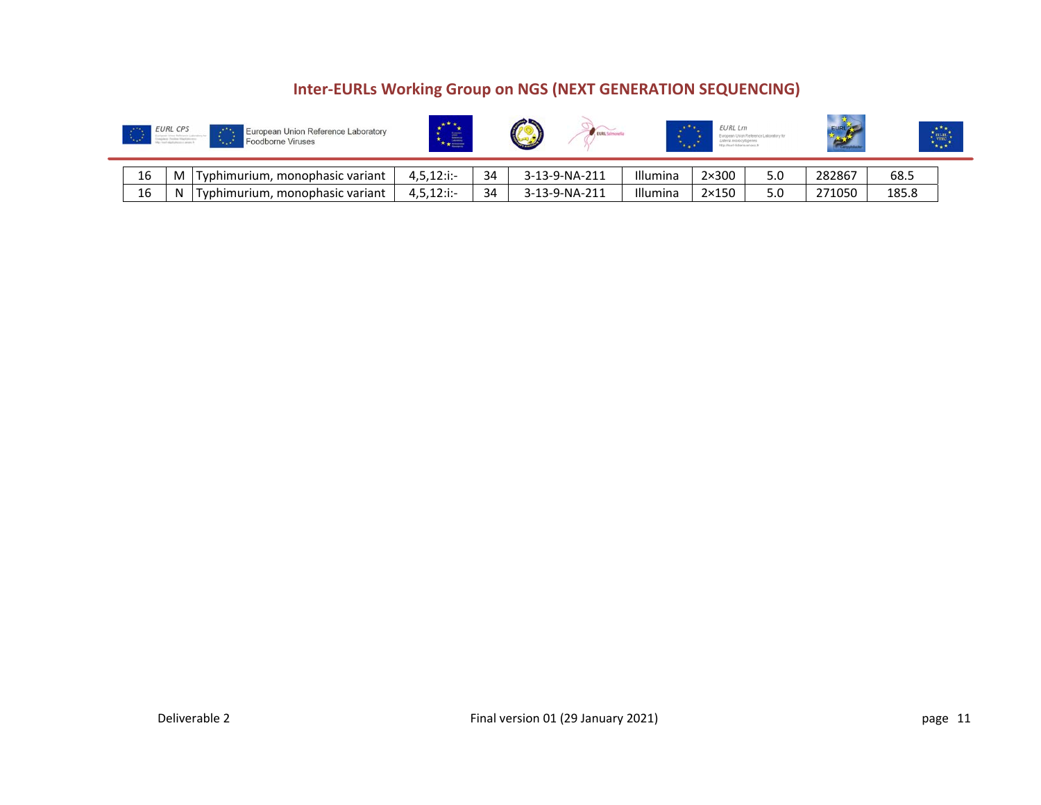| 16 | M | Typhimurium, monophasic variant | 4,5,12:i:- | 34 | 3-13-9-NA-211 | Illumina | 2×300 | 5.0 | 282867 | 68.5 |
|---|---|---|---|---|---|---|---|---|---|---|
| 16 | N | Typhimurium, monophasic variant | 4,5,12:i:- | 34 | 3-13-9-NA-211 | Illumina | 2×150 | 5.0 | 271050 | 185.8 |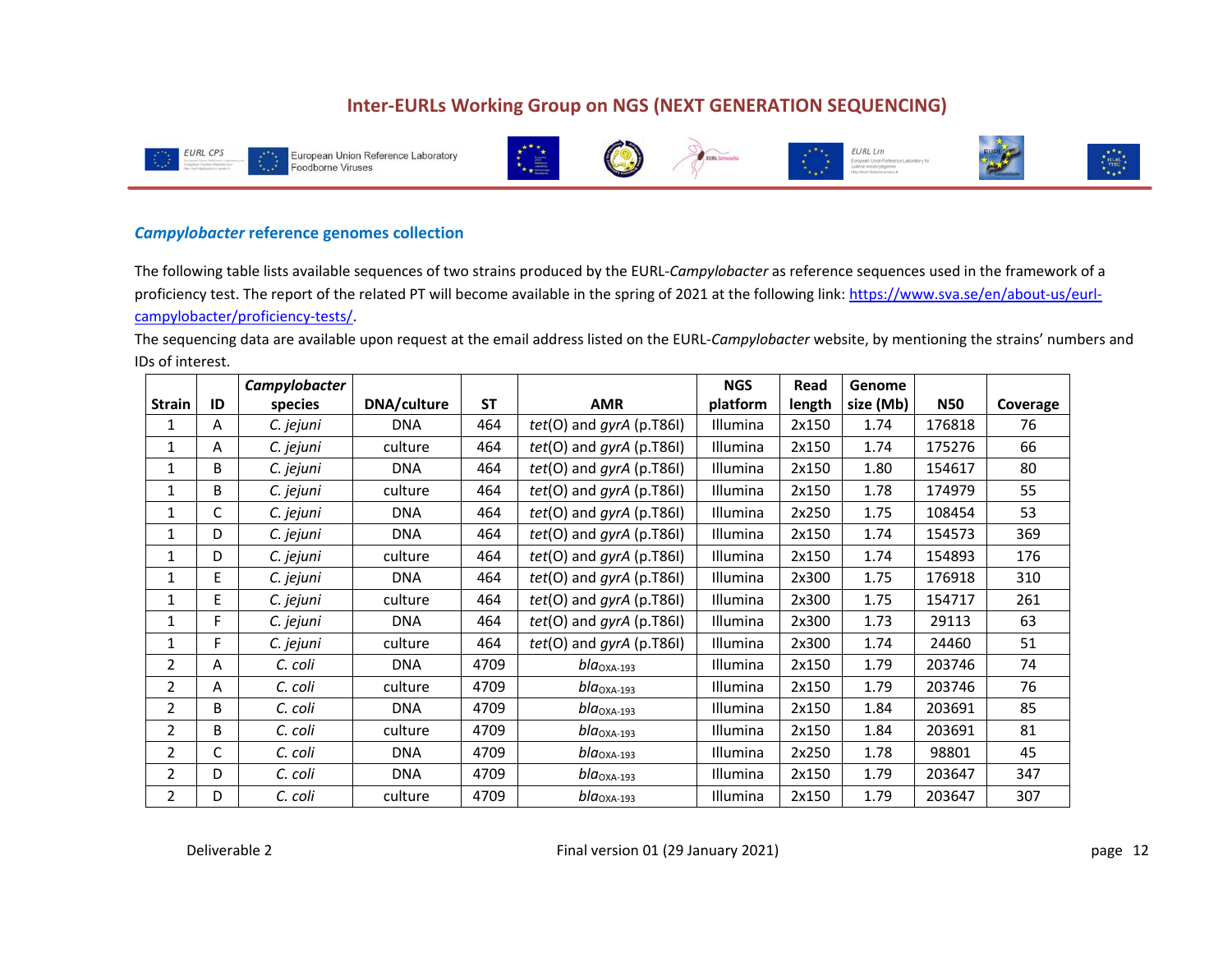## *Campylobacter* reference genomes collection

The following table lists available sequences of two strains produced by the EURL-*Campylobacter* as reference sequences used in the framework of a proficiency test. The report of the related PT will become available in the spring of 2021 at the following link: https://www.sva.se/en/about-us/eurl-campylobacter/proficiency-tests/.

The sequencing data are available upon request at the email address listed on the EURL-*Campylobacter* website, by mentioning the strains' numbers and IDs of interest.

| Strain | ID | *Campylobacter* species | DNA/culture | ST | AMR | NGS platform | Read length | Genome size (Mb) | N50 | Coverage |
|---|---|---|---|---|---|---|---|---|---|---|
| 1 | A | *C. jejuni* | DNA | 464 | *tet*(O) and *gyrA* (p.T86I) | Illumina | 2x150 | 1.74 | 176818 | 76 |
| 1 | A | *C. jejuni* | culture | 464 | *tet*(O) and *gyrA* (p.T86I) | Illumina | 2x150 | 1.74 | 175276 | 66 |
| 1 | B | *C. jejuni* | DNA | 464 | *tet*(O) and *gyrA* (p.T86I) | Illumina | 2x150 | 1.80 | 154617 | 80 |
| 1 | B | *C. jejuni* | culture | 464 | *tet*(O) and *gyrA* (p.T86I) | Illumina | 2x150 | 1.78 | 174979 | 55 |
| 1 | C | *C. jejuni* | DNA | 464 | *tet*(O) and *gyrA* (p.T86I) | Illumina | 2x250 | 1.75 | 108454 | 53 |
| 1 | D | *C. jejuni* | DNA | 464 | *tet*(O) and *gyrA* (p.T86I) | Illumina | 2x150 | 1.74 | 154573 | 369 |
| 1 | D | *C. jejuni* | culture | 464 | *tet*(O) and *gyrA* (p.T86I) | Illumina | 2x150 | 1.74 | 154893 | 176 |
| 1 | E | *C. jejuni* | DNA | 464 | *tet*(O) and *gyrA* (p.T86I) | Illumina | 2x300 | 1.75 | 176918 | 310 |
| 1 | E | *C. jejuni* | culture | 464 | *tet*(O) and *gyrA* (p.T86I) | Illumina | 2x300 | 1.75 | 154717 | 261 |
| 1 | F | *C. jejuni* | DNA | 464 | *tet*(O) and *gyrA* (p.T86I) | Illumina | 2x300 | 1.73 | 29113 | 63 |
| 1 | F | *C. jejuni* | culture | 464 | *tet*(O) and *gyrA* (p.T86I) | Illumina | 2x300 | 1.74 | 24460 | 51 |
| 2 | A | *C. coli* | DNA | 4709 | $bla_{OXA-193}$ | Illumina | 2x150 | 1.79 | 203746 | 74 |
| 2 | A | *C. coli* | culture | 4709 | $bla_{OXA-193}$ | Illumina | 2x150 | 1.79 | 203746 | 76 |
| 2 | B | *C. coli* | DNA | 4709 | $bla_{OXA-193}$ | Illumina | 2x150 | 1.84 | 203691 | 85 |
| 2 | B | *C. coli* | culture | 4709 | $bla_{OXA-193}$ | Illumina | 2x150 | 1.84 | 203691 | 81 |
| 2 | C | *C. coli* | DNA | 4709 | $bla_{OXA-193}$ | Illumina | 2x250 | 1.78 | 98801 | 45 |
| 2 | D | *C. coli* | DNA | 4709 | $bla_{OXA-193}$ | Illumina | 2x150 | 1.79 | 203647 | 347 |
| 2 | D | *C. coli* | culture | 4709 | $bla_{OXA-193}$ | Illumina | 2x150 | 1.79 | 203647 | 307 |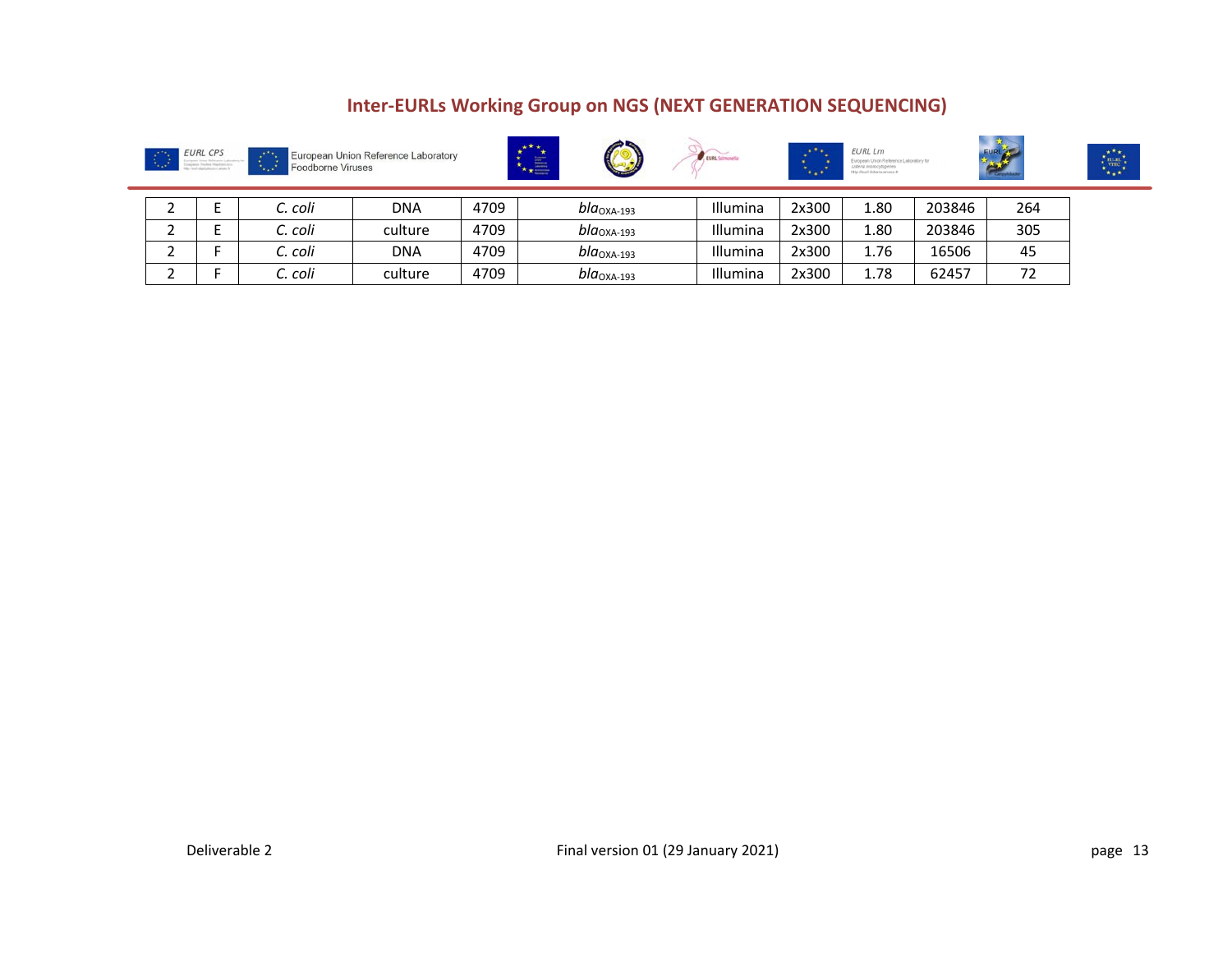| | | | | | | | | | | |
|---|---|---|---|---|---|---|---|---|---|---|
| 2 | E | *C. coli* | DNA | 4709 | *bla*$_{OXA\text{-}193}$ | Illumina | 2x300 | 1.80 | 203846 | 264 |
| 2 | E | *C. coli* | culture | 4709 | *bla*$_{OXA\text{-}193}$ | Illumina | 2x300 | 1.80 | 203846 | 305 |
| 2 | F | *C. coli* | DNA | 4709 | *bla*$_{OXA\text{-}193}$ | Illumina | 2x300 | 1.76 | 16506 | 45 |
| 2 | F | *C. coli* | culture | 4709 | *bla*$_{OXA\text{-}193}$ | Illumina | 2x300 | 1.78 | 62457 | 72 |